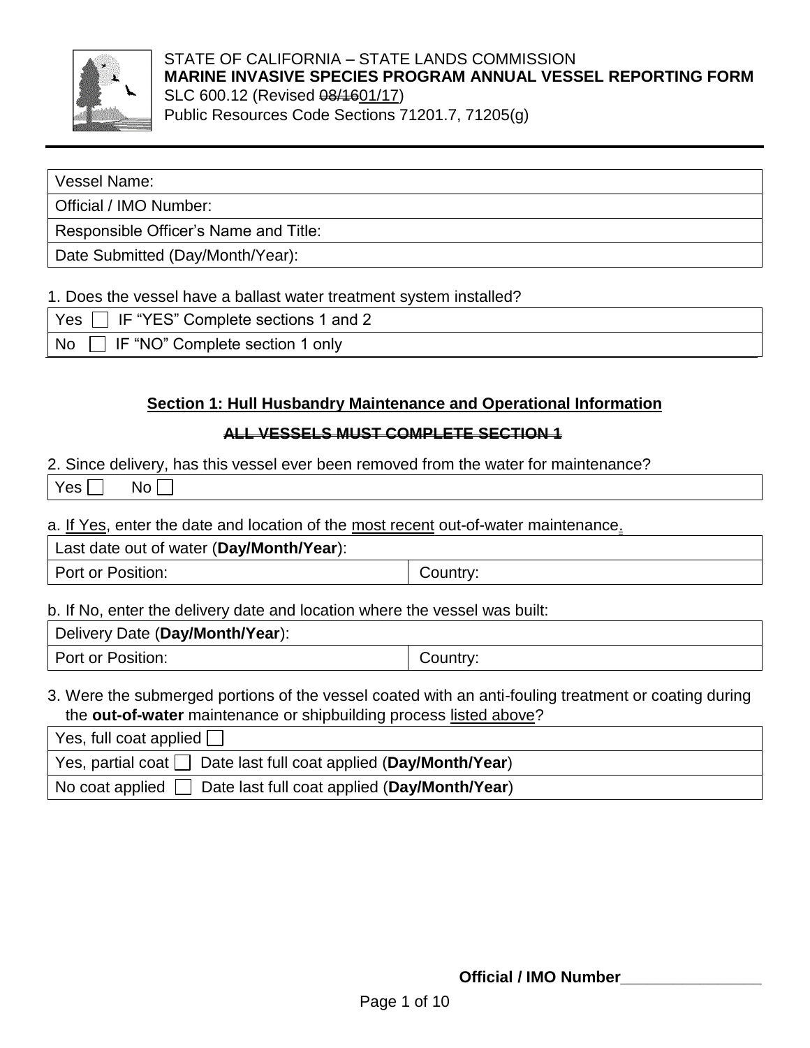STATE OF CALIFORNIA – STATE LANDS COMMISSION

**MARINE INVASIVE SPECIES PROGRAM ANNUAL VESSEL REPORTING FORM**

SLC 600.12 (Revised ~~08/16~~01/17)

Public Resources Code Sections 71201.7, 71205(g)

| Vessel Name: |
|---|
| Official / IMO Number: |
| Responsible Officer's Name and Title: |
| Date Submitted (Day/Month/Year): |

1. Does the vessel have a ballast water treatment system installed?

| Yes ☐ IF "YES" Complete sections 1 and 2 |
|---|
| No ☐ IF "NO" Complete section 1 only |

## Section 1: Hull Husbandry Maintenance and Operational Information

~~**ALL VESSELS MUST COMPLETE SECTION 1**~~

2. Since delivery, has this vessel ever been removed from the water for maintenance?

| Yes ☐ No ☐ |
|---|

a. If Yes, enter the date and location of the most recent out-of-water maintenance.

| Last date out of water (**Day/Month/Year**): | |
|---|---|
| Port or Position: | Country: |

b. If No, enter the delivery date and location where the vessel was built:

| Delivery Date (**Day/Month/Year**): | |
|---|---|
| Port or Position: | Country: |

3. Were the submerged portions of the vessel coated with an anti-fouling treatment or coating during the **out-of-water** maintenance or shipbuilding process listed above?

| Yes, full coat applied ☐ |
|---|
| Yes, partial coat ☐ Date last full coat applied (**Day/Month/Year**) |
| No coat applied ☐ Date last full coat applied (**Day/Month/Year**) |

**Official / IMO Number**\_\_\_\_\_\_\_\_\_\_\_\_\_\_\_\_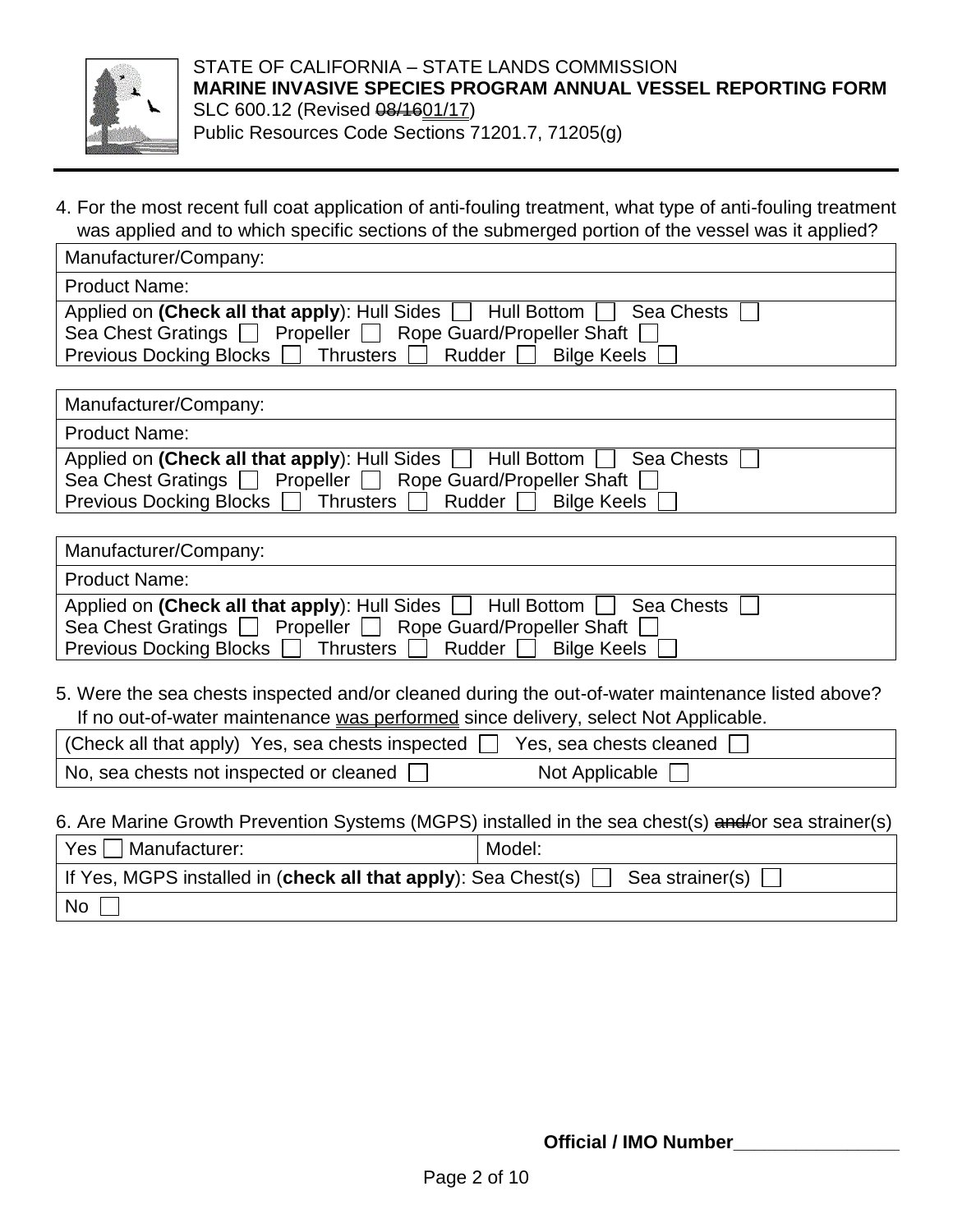STATE OF CALIFORNIA – STATE LANDS COMMISSION
**MARINE INVASIVE SPECIES PROGRAM ANNUAL VESSEL REPORTING FORM**
SLC 600.12 (Revised ~~08/16~~01/17)
Public Resources Code Sections 71201.7, 71205(g)

4. For the most recent full coat application of anti-fouling treatment, what type of anti-fouling treatment was applied and to which specific sections of the submerged portion of the vessel was it applied?

| Manufacturer/Company: |
|---|
| Product Name: |
| Applied on **(Check all that apply)**: Hull Sides ☐ Hull Bottom ☐ Sea Chests ☐ Sea Chest Gratings ☐ Propeller ☐ Rope Guard/Propeller Shaft ☐ Previous Docking Blocks ☐ Thrusters ☐ Rudder ☐ Bilge Keels ☐ |

| Manufacturer/Company: |
|---|
| Product Name: |
| Applied on **(Check all that apply)**: Hull Sides ☐ Hull Bottom ☐ Sea Chests ☐ Sea Chest Gratings ☐ Propeller ☐ Rope Guard/Propeller Shaft ☐ Previous Docking Blocks ☐ Thrusters ☐ Rudder ☐ Bilge Keels ☐ |

| Manufacturer/Company: |
|---|
| Product Name: |
| Applied on **(Check all that apply)**: Hull Sides ☐ Hull Bottom ☐ Sea Chests ☐ Sea Chest Gratings ☐ Propeller ☐ Rope Guard/Propeller Shaft ☐ Previous Docking Blocks ☐ Thrusters ☐ Rudder ☐ Bilge Keels ☐ |

5. Were the sea chests inspected and/or cleaned during the out-of-water maintenance listed above? If no out-of-water maintenance was performed since delivery, select Not Applicable.

| (Check all that apply) Yes, sea chests inspected ☐ | Yes, sea chests cleaned ☐ |
|---|---|
| No, sea chests not inspected or cleaned ☐ | Not Applicable ☐ |

6. Are Marine Growth Prevention Systems (MGPS) installed in the sea chest(s) ~~and/~~or sea strainer(s)

| Yes ☐ Manufacturer: | Model: |
|---|---|
| If Yes, MGPS installed in (**check all that apply**): Sea Chest(s) ☐ Sea strainer(s) ☐ | |
| No ☐ | |

**Official / IMO Number**________________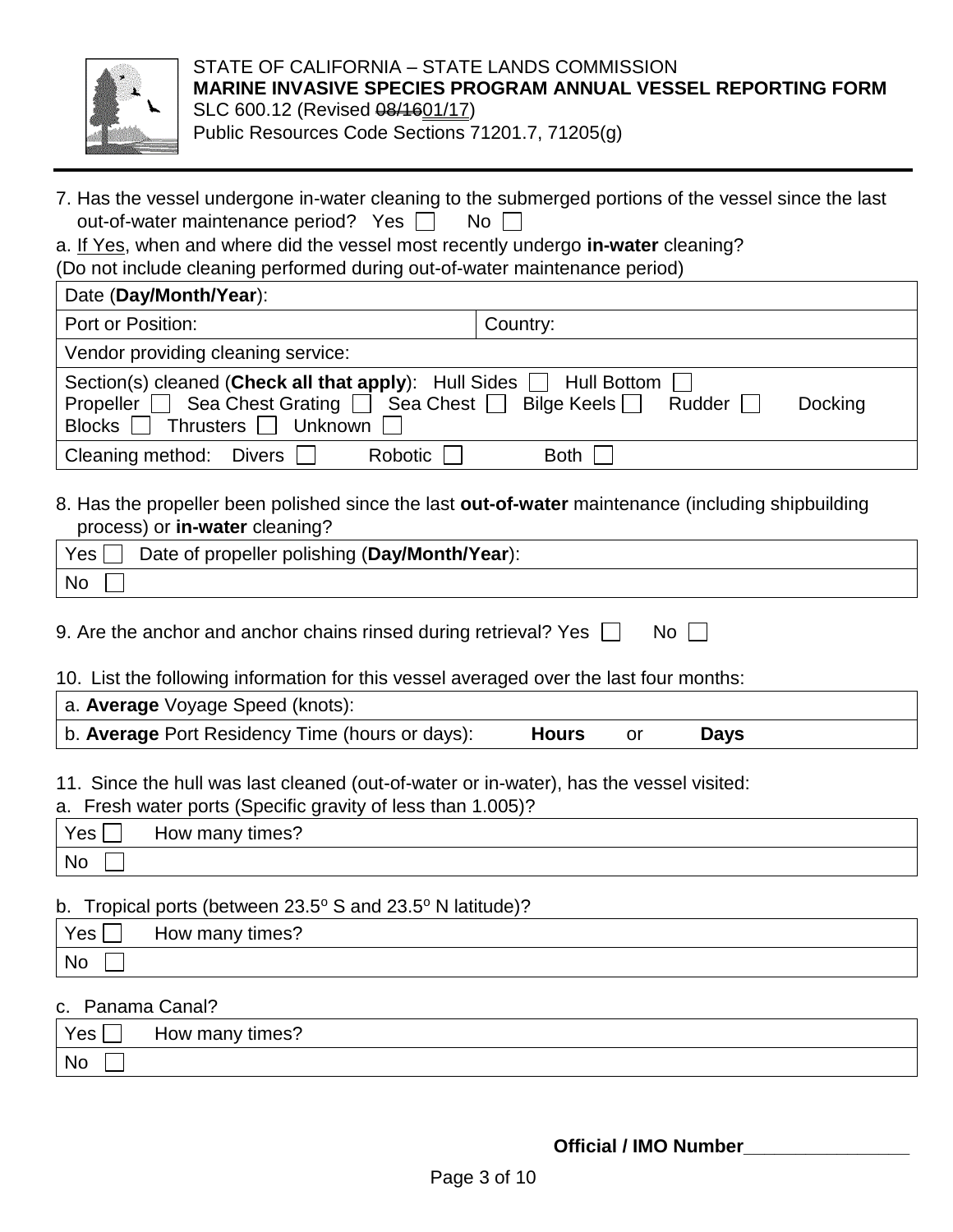STATE OF CALIFORNIA – STATE LANDS COMMISSION
**MARINE INVASIVE SPECIES PROGRAM ANNUAL VESSEL REPORTING FORM**
SLC 600.12 (Revised ~~08/16~~01/17)
Public Resources Code Sections 71201.7, 71205(g)

7. Has the vessel undergone in-water cleaning to the submerged portions of the vessel since the last out-of-water maintenance period? Yes ☐ No ☐

a. If Yes, when and where did the vessel most recently undergo **in-water** cleaning?
(Do not include cleaning performed during out-of-water maintenance period)

| Date (**Day/Month/Year**): | |
|---|---|
| Port or Position: | Country: |
| Vendor providing cleaning service: | |
| Section(s) cleaned (**Check all that apply**): Hull Sides ☐ Hull Bottom ☐ Propeller ☐ Sea Chest Grating ☐ Sea Chest ☐ Bilge Keels ☐ Rudder ☐ Docking Blocks ☐ Thrusters ☐ Unknown ☐ | |
| Cleaning method: Divers ☐ Robotic ☐ Both ☐ | |

8. Has the propeller been polished since the last **out-of-water** maintenance (including shipbuilding process) or **in-water** cleaning?

| Yes ☐ Date of propeller polishing (**Day/Month/Year**): |
|---|
| No ☐ |

9. Are the anchor and anchor chains rinsed during retrieval? Yes ☐ No ☐

10. List the following information for this vessel averaged over the last four months:

| a. **Average** Voyage Speed (knots): |
|---|
| b. **Average** Port Residency Time (hours or days): **Hours** or **Days** |

11. Since the hull was last cleaned (out-of-water or in-water), has the vessel visited:

a. Fresh water ports (Specific gravity of less than 1.005)?

| Yes ☐ How many times? |
|---|
| No ☐ |

b. Tropical ports (between 23.5° S and 23.5° N latitude)?

| Yes ☐ How many times? |
|---|
| No ☐ |

c. Panama Canal?

| Yes ☐ How many times? |
|---|
| No ☐ |

**Official / IMO Number**________________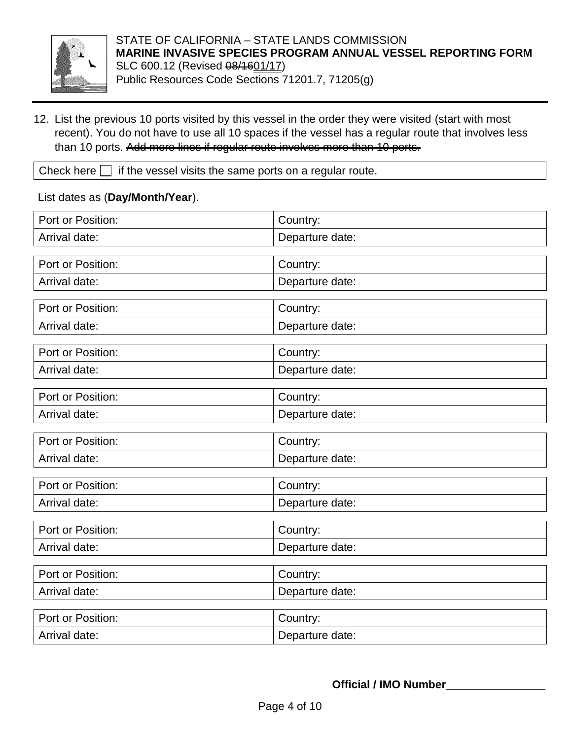STATE OF CALIFORNIA – STATE LANDS COMMISSION
**MARINE INVASIVE SPECIES PROGRAM ANNUAL VESSEL REPORTING FORM**
SLC 600.12 (Revised ~~08/16~~01/17)
Public Resources Code Sections 71201.7, 71205(g)

12. List the previous 10 ports visited by this vessel in the order they were visited (start with most recent). You do not have to use all 10 spaces if the vessel has a regular route that involves less than 10 ports. ~~Add more lines if regular route involves more than 10 ports.~~

| Check here ☐ if the vessel visits the same ports on a regular route. |
|---|

List dates as (**Day/Month/Year**).

| Port or Position: | Country: |
|---|---|
| Arrival date: | Departure date: |

| Port or Position: | Country: |
|---|---|
| Arrival date: | Departure date: |

| Port or Position: | Country: |
|---|---|
| Arrival date: | Departure date: |

| Port or Position: | Country: |
|---|---|
| Arrival date: | Departure date: |

| Port or Position: | Country: |
|---|---|
| Arrival date: | Departure date: |

| Port or Position: | Country: |
|---|---|
| Arrival date: | Departure date: |

| Port or Position: | Country: |
|---|---|
| Arrival date: | Departure date: |

| Port or Position: | Country: |
|---|---|
| Arrival date: | Departure date: |

| Port or Position: | Country: |
|---|---|
| Arrival date: | Departure date: |

| Port or Position: | Country: |
|---|---|
| Arrival date: | Departure date: |

**Official / IMO Number**________________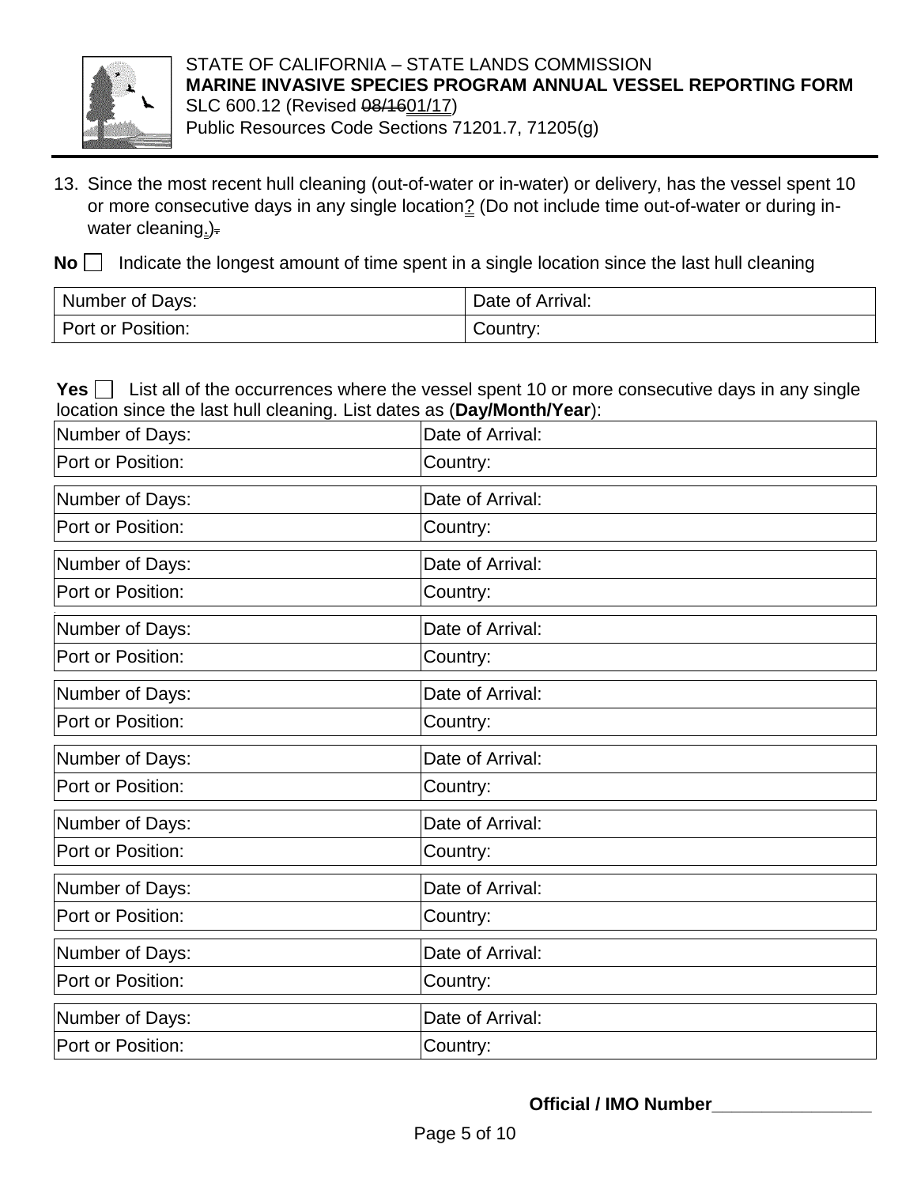STATE OF CALIFORNIA – STATE LANDS COMMISSION
**MARINE INVASIVE SPECIES PROGRAM ANNUAL VESSEL REPORTING FORM**
SLC 600.12 (Revised ~~08/16~~01/17)
Public Resources Code Sections 71201.7, 71205(g)

13. Since the most recent hull cleaning (out-of-water or in-water) or delivery, has the vessel spent 10 or more consecutive days in any single location? (Do not include time out-of-water or during in-water cleaning.)

**No** ☐ Indicate the longest amount of time spent in a single location since the last hull cleaning

| Number of Days: | Date of Arrival: |
|---|---|
| Port or Position: | Country: |

**Yes** ☐ List all of the occurrences where the vessel spent 10 or more consecutive days in any single location since the last hull cleaning. List dates as (**Day/Month/Year**):

| Number of Days: | Date of Arrival: |
|---|---|
| Port or Position: | Country: |

| Number of Days: | Date of Arrival: |
|---|---|
| Port or Position: | Country: |

| Number of Days: | Date of Arrival: |
|---|---|
| Port or Position: | Country: |

| Number of Days: | Date of Arrival: |
|---|---|
| Port or Position: | Country: |

| Number of Days: | Date of Arrival: |
|---|---|
| Port or Position: | Country: |

| Number of Days: | Date of Arrival: |
|---|---|
| Port or Position: | Country: |

| Number of Days: | Date of Arrival: |
|---|---|
| Port or Position: | Country: |

| Number of Days: | Date of Arrival: |
|---|---|
| Port or Position: | Country: |

| Number of Days: | Date of Arrival: |
|---|---|
| Port or Position: | Country: |

| Number of Days: | Date of Arrival: |
|---|---|
| Port or Position: | Country: |

**Official / IMO Number**________________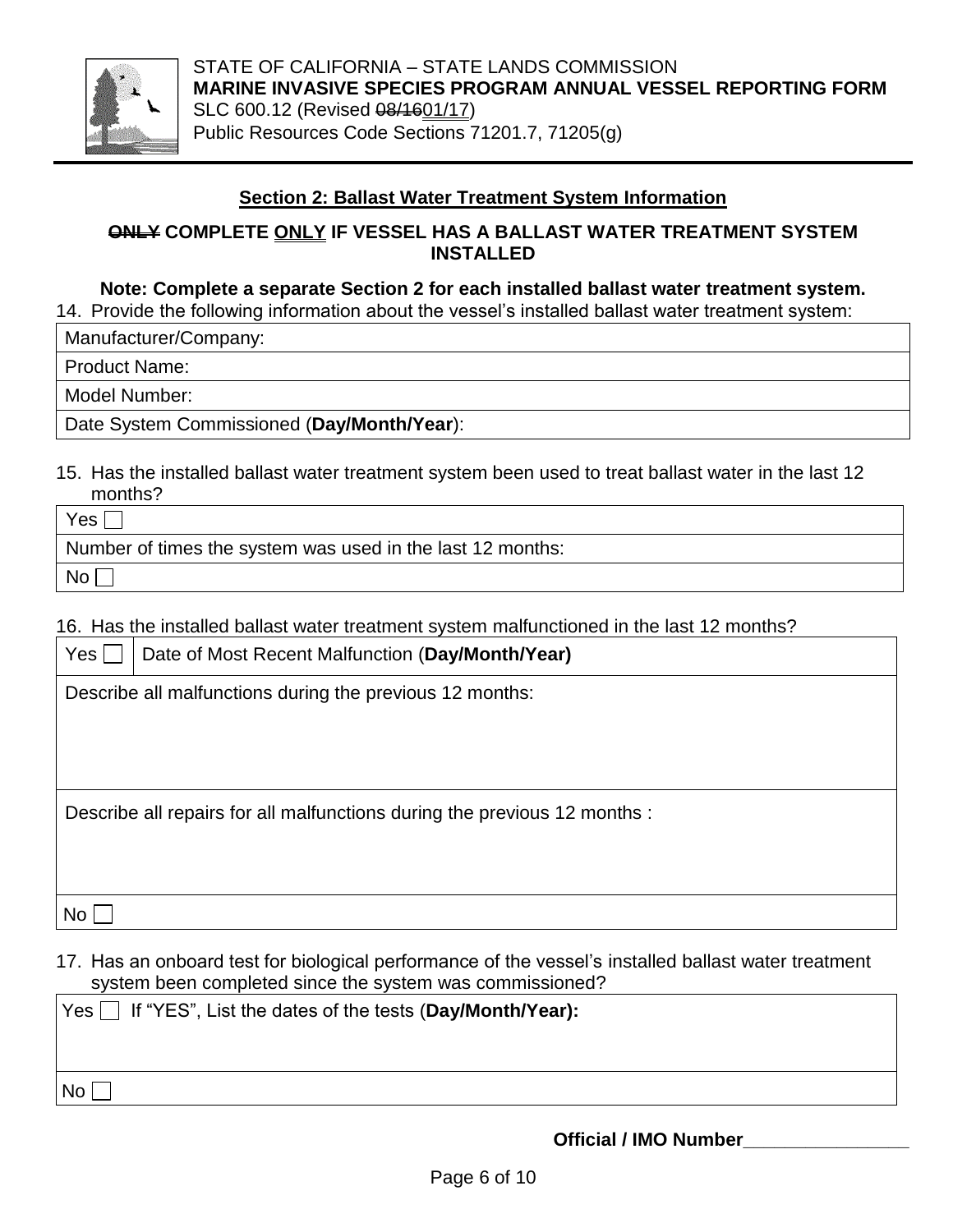STATE OF CALIFORNIA – STATE LANDS COMMISSION
**MARINE INVASIVE SPECIES PROGRAM ANNUAL VESSEL REPORTING FORM**
SLC 600.12 (Revised ~~08/16~~01/17)
Public Resources Code Sections 71201.7, 71205(g)

## Section 2: Ballast Water Treatment System Information

**~~ONLY~~ COMPLETE ONLY IF VESSEL HAS A BALLAST WATER TREATMENT SYSTEM INSTALLED**

**Note: Complete a separate Section 2 for each installed ballast water treatment system.**

14. Provide the following information about the vessel's installed ballast water treatment system:

| Manufacturer/Company: |
|---|
| Product Name: |
| Model Number: |
| Date System Commissioned (**Day/Month/Year**): |

15. Has the installed ballast water treatment system been used to treat ballast water in the last 12 months?

| Yes ☐ |
|---|
| Number of times the system was used in the last 12 months: |
| No ☐ |

16. Has the installed ballast water treatment system malfunctioned in the last 12 months?

| Yes ☐ | Date of Most Recent Malfunction (**Day/Month/Year)** |
|---|---|
| Describe all malfunctions during the previous 12 months: | |
| Describe all repairs for all malfunctions during the previous 12 months : | |
| No ☐ | |

17. Has an onboard test for biological performance of the vessel's installed ballast water treatment system been completed since the system was commissioned?

| Yes ☐ If "YES", List the dates of the tests (**Day/Month/Year):** |
|---|
| No ☐ |

**Official / IMO Number**\_\_\_\_\_\_\_\_\_\_\_\_\_\_\_\_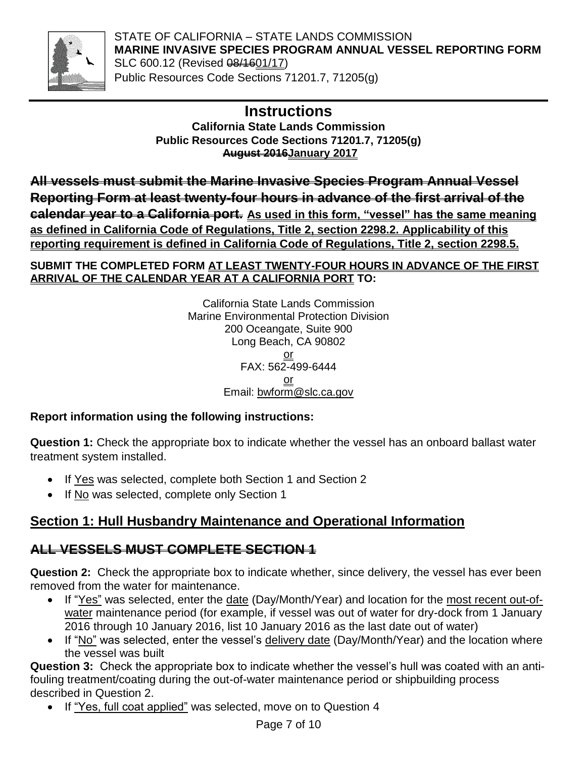STATE OF CALIFORNIA – STATE LANDS COMMISSION
**MARINE INVASIVE SPECIES PROGRAM ANNUAL VESSEL REPORTING FORM**
SLC 600.12 (Revised ~~08/16~~01/17)
Public Resources Code Sections 71201.7, 71205(g)

# Instructions

**California State Lands Commission**
**Public Resources Code Sections 71201.7, 71205(g)**
**~~August 2016~~January 2017**

**~~All vessels must submit the Marine Invasive Species Program Annual Vessel Reporting Form at least twenty-four hours in advance of the first arrival of the calendar year to a California port.~~** **As used in this form, "vessel" has the same meaning as defined in California Code of Regulations, Title 2, section 2298.2. Applicability of this reporting requirement is defined in California Code of Regulations, Title 2, section 2298.5.**

**SUBMIT THE COMPLETED FORM AT LEAST TWENTY-FOUR HOURS IN ADVANCE OF THE FIRST ARRIVAL OF THE CALENDAR YEAR AT A CALIFORNIA PORT TO:**

California State Lands Commission
Marine Environmental Protection Division
200 Oceangate, Suite 900
Long Beach, CA 90802
or
FAX: 562-499-6444
or
Email: bwform@slc.ca.gov

**Report information using the following instructions:**

**Question 1:** Check the appropriate box to indicate whether the vessel has an onboard ballast water treatment system installed.

- If Yes was selected, complete both Section 1 and Section 2
- If No was selected, complete only Section 1

## Section 1: Hull Husbandry Maintenance and Operational Information

## ~~ALL VESSELS MUST COMPLETE SECTION 1~~

**Question 2:** Check the appropriate box to indicate whether, since delivery, the vessel has ever been removed from the water for maintenance.

- If "Yes" was selected, enter the date (Day/Month/Year) and location for the most recent out-of-water maintenance period (for example, if vessel was out of water for dry-dock from 1 January 2016 through 10 January 2016, list 10 January 2016 as the last date out of water)
- If "No" was selected, enter the vessel's delivery date (Day/Month/Year) and the location where the vessel was built

**Question 3:** Check the appropriate box to indicate whether the vessel's hull was coated with an anti-fouling treatment/coating during the out-of-water maintenance period or shipbuilding process described in Question 2.

- If "Yes, full coat applied" was selected, move on to Question 4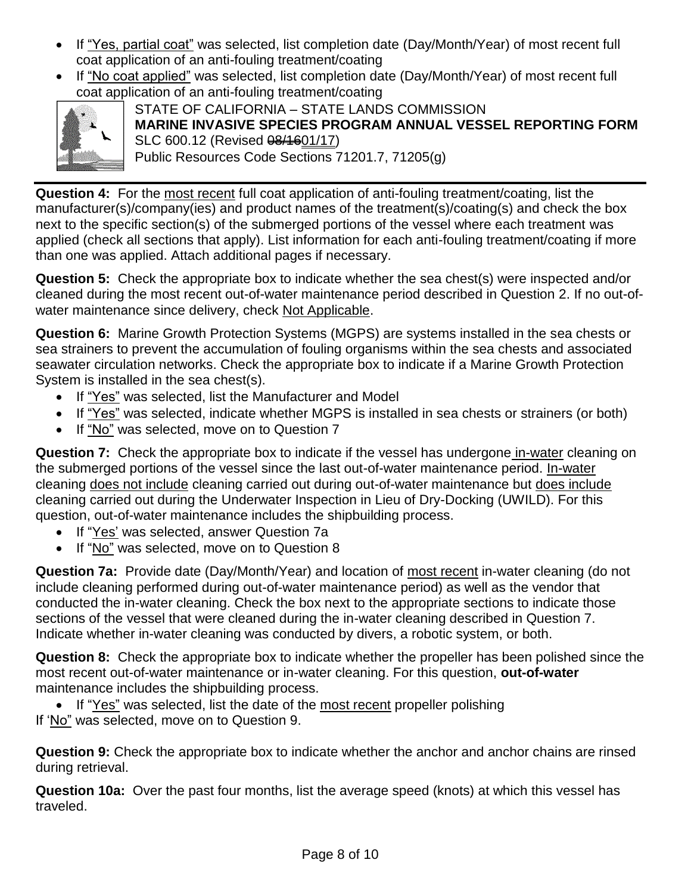- If "Yes, partial coat" was selected, list completion date (Day/Month/Year) of most recent full coat application of an anti-fouling treatment/coating
- If "No coat applied" was selected, list completion date (Day/Month/Year) of most recent full coat application of an anti-fouling treatment/coating

**Question 4:** For the most recent full coat application of anti-fouling treatment/coating, list the manufacturer(s)/company(ies) and product names of the treatment(s)/coating(s) and check the box next to the specific section(s) of the submerged portions of the vessel where each treatment was applied (check all sections that apply). List information for each anti-fouling treatment/coating if more than one was applied. Attach additional pages if necessary.

**Question 5:** Check the appropriate box to indicate whether the sea chest(s) were inspected and/or cleaned during the most recent out-of-water maintenance period described in Question 2. If no out-of-water maintenance since delivery, check Not Applicable.

**Question 6:** Marine Growth Protection Systems (MGPS) are systems installed in the sea chests or sea strainers to prevent the accumulation of fouling organisms within the sea chests and associated seawater circulation networks. Check the appropriate box to indicate if a Marine Growth Protection System is installed in the sea chest(s).

- If "Yes" was selected, list the Manufacturer and Model
- If "Yes" was selected, indicate whether MGPS is installed in sea chests or strainers (or both)
- If "No" was selected, move on to Question 7

**Question 7:** Check the appropriate box to indicate if the vessel has undergone in-water cleaning on the submerged portions of the vessel since the last out-of-water maintenance period. In-water cleaning does not include cleaning carried out during out-of-water maintenance but does include cleaning carried out during the Underwater Inspection in Lieu of Dry-Docking (UWILD). For this question, out-of-water maintenance includes the shipbuilding process.

- If "Yes' was selected, answer Question 7a
- If "No" was selected, move on to Question 8

**Question 7a:** Provide date (Day/Month/Year) and location of most recent in-water cleaning (do not include cleaning performed during out-of-water maintenance period) as well as the vendor that conducted the in-water cleaning. Check the box next to the appropriate sections to indicate those sections of the vessel that were cleaned during the in-water cleaning described in Question 7. Indicate whether in-water cleaning was conducted by divers, a robotic system, or both.

**Question 8:** Check the appropriate box to indicate whether the propeller has been polished since the most recent out-of-water maintenance or in-water cleaning. For this question, **out-of-water** maintenance includes the shipbuilding process.

- If "Yes" was selected, list the date of the most recent propeller polishing

If 'No" was selected, move on to Question 9.

**Question 9:** Check the appropriate box to indicate whether the anchor and anchor chains are rinsed during retrieval.

**Question 10a:** Over the past four months, list the average speed (knots) at which this vessel has traveled.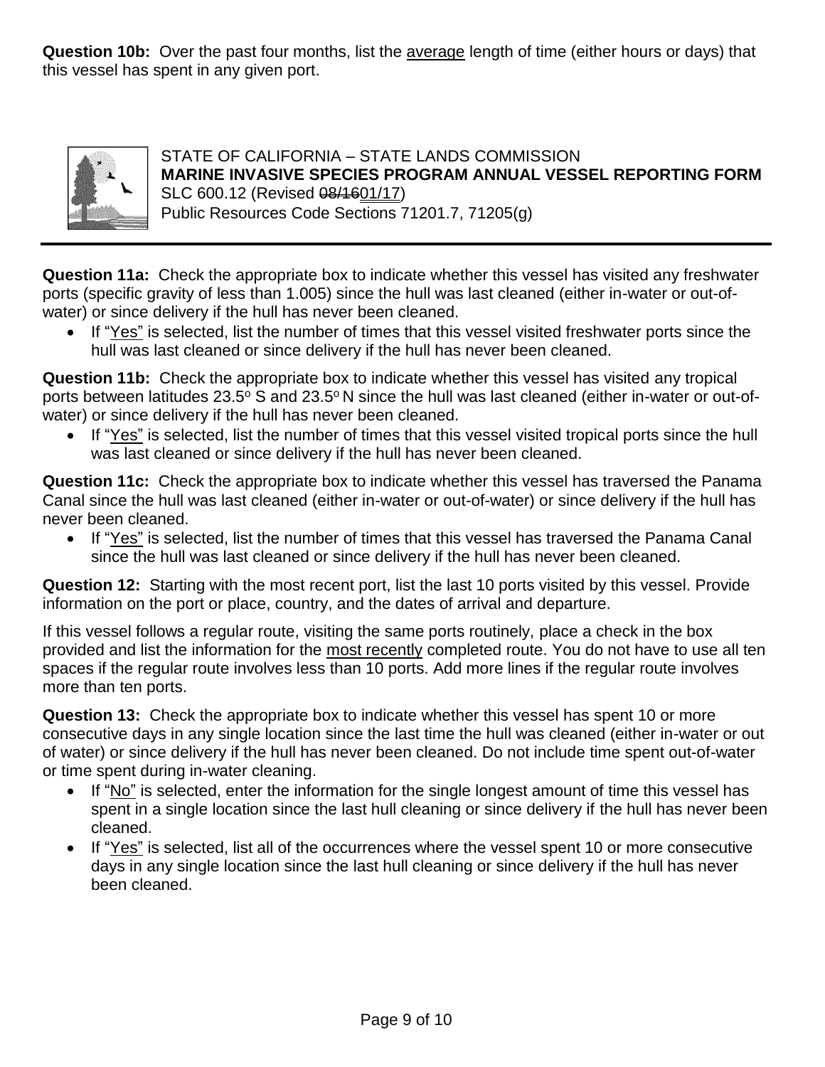**Question 10b:** Over the past four months, list the average length of time (either hours or days) that this vessel has spent in any given port.

STATE OF CALIFORNIA – STATE LANDS COMMISSION
**MARINE INVASIVE SPECIES PROGRAM ANNUAL VESSEL REPORTING FORM**
SLC 600.12 (Revised ~~08/16~~01/17)
Public Resources Code Sections 71201.7, 71205(g)

---

**Question 11a:** Check the appropriate box to indicate whether this vessel has visited any freshwater ports (specific gravity of less than 1.005) since the hull was last cleaned (either in-water or out-of-water) or since delivery if the hull has never been cleaned.

- If "Yes" is selected, list the number of times that this vessel visited freshwater ports since the hull was last cleaned or since delivery if the hull has never been cleaned.

**Question 11b:** Check the appropriate box to indicate whether this vessel has visited any tropical ports between latitudes 23.5º S and 23.5º N since the hull was last cleaned (either in-water or out-of-water) or since delivery if the hull has never been cleaned.

- If "Yes" is selected, list the number of times that this vessel visited tropical ports since the hull was last cleaned or since delivery if the hull has never been cleaned.

**Question 11c:** Check the appropriate box to indicate whether this vessel has traversed the Panama Canal since the hull was last cleaned (either in-water or out-of-water) or since delivery if the hull has never been cleaned.

- If "Yes" is selected, list the number of times that this vessel has traversed the Panama Canal since the hull was last cleaned or since delivery if the hull has never been cleaned.

**Question 12:** Starting with the most recent port, list the last 10 ports visited by this vessel. Provide information on the port or place, country, and the dates of arrival and departure.

If this vessel follows a regular route, visiting the same ports routinely, place a check in the box provided and list the information for the most recently completed route. You do not have to use all ten spaces if the regular route involves less than 10 ports. Add more lines if the regular route involves more than ten ports.

**Question 13:** Check the appropriate box to indicate whether this vessel has spent 10 or more consecutive days in any single location since the last time the hull was cleaned (either in-water or out of water) or since delivery if the hull has never been cleaned. Do not include time spent out-of-water or time spent during in-water cleaning.

- If "No" is selected, enter the information for the single longest amount of time this vessel has spent in a single location since the last hull cleaning or since delivery if the hull has never been cleaned.
- If "Yes" is selected, list all of the occurrences where the vessel spent 10 or more consecutive days in any single location since the last hull cleaning or since delivery if the hull has never been cleaned.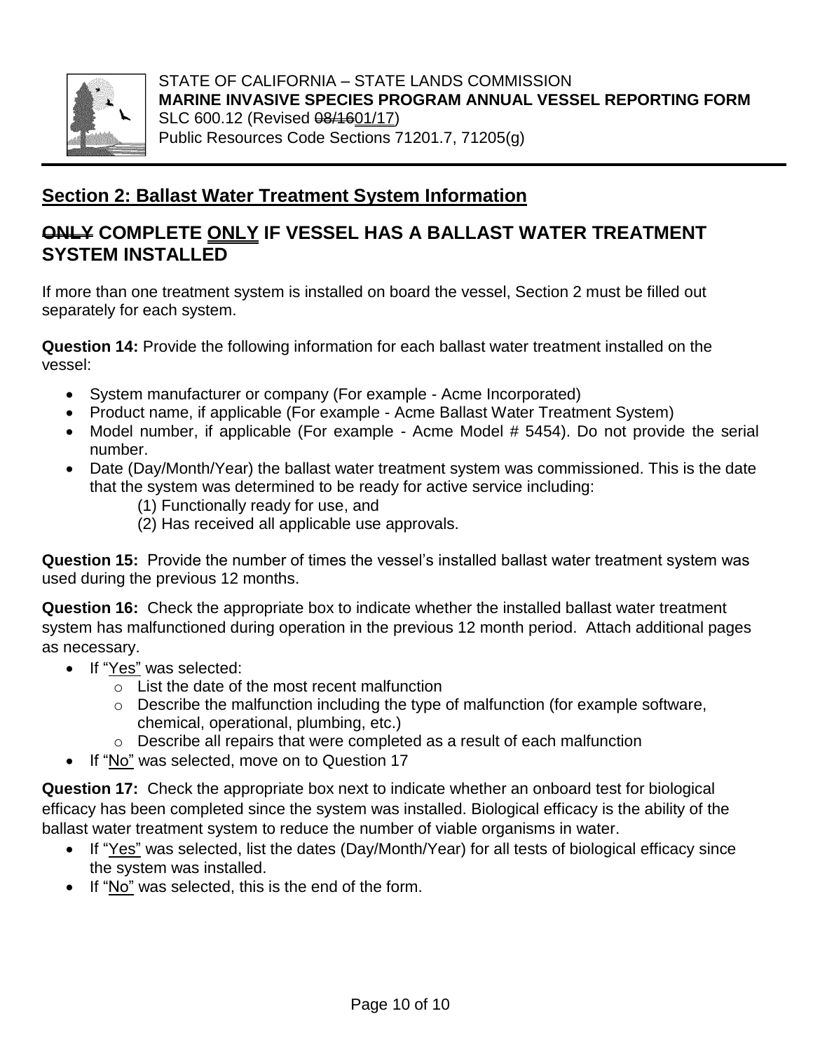STATE OF CALIFORNIA – STATE LANDS COMMISSION
**MARINE INVASIVE SPECIES PROGRAM ANNUAL VESSEL REPORTING FORM**
SLC 600.12 (Revised ~~08/16~~01/17)
Public Resources Code Sections 71201.7, 71205(g)

## Section 2: Ballast Water Treatment System Information

## ~~ONLY~~ COMPLETE ONLY IF VESSEL HAS A BALLAST WATER TREATMENT SYSTEM INSTALLED

If more than one treatment system is installed on board the vessel, Section 2 must be filled out separately for each system.

**Question 14:** Provide the following information for each ballast water treatment installed on the vessel:

- System manufacturer or company (For example - Acme Incorporated)
- Product name, if applicable (For example - Acme Ballast Water Treatment System)
- Model number, if applicable (For example - Acme Model # 5454). Do not provide the serial number.
- Date (Day/Month/Year) the ballast water treatment system was commissioned. This is the date that the system was determined to be ready for active service including:
  (1) Functionally ready for use, and
  (2) Has received all applicable use approvals.

**Question 15:** Provide the number of times the vessel's installed ballast water treatment system was used during the previous 12 months.

**Question 16:** Check the appropriate box to indicate whether the installed ballast water treatment system has malfunctioned during operation in the previous 12 month period. Attach additional pages as necessary.

- If "Yes" was selected:
  - List the date of the most recent malfunction
  - Describe the malfunction including the type of malfunction (for example software, chemical, operational, plumbing, etc.)
  - Describe all repairs that were completed as a result of each malfunction
- If "No" was selected, move on to Question 17

**Question 17:** Check the appropriate box next to indicate whether an onboard test for biological efficacy has been completed since the system was installed. Biological efficacy is the ability of the ballast water treatment system to reduce the number of viable organisms in water.

- If "Yes" was selected, list the dates (Day/Month/Year) for all tests of biological efficacy since the system was installed.
- If "No" was selected, this is the end of the form.